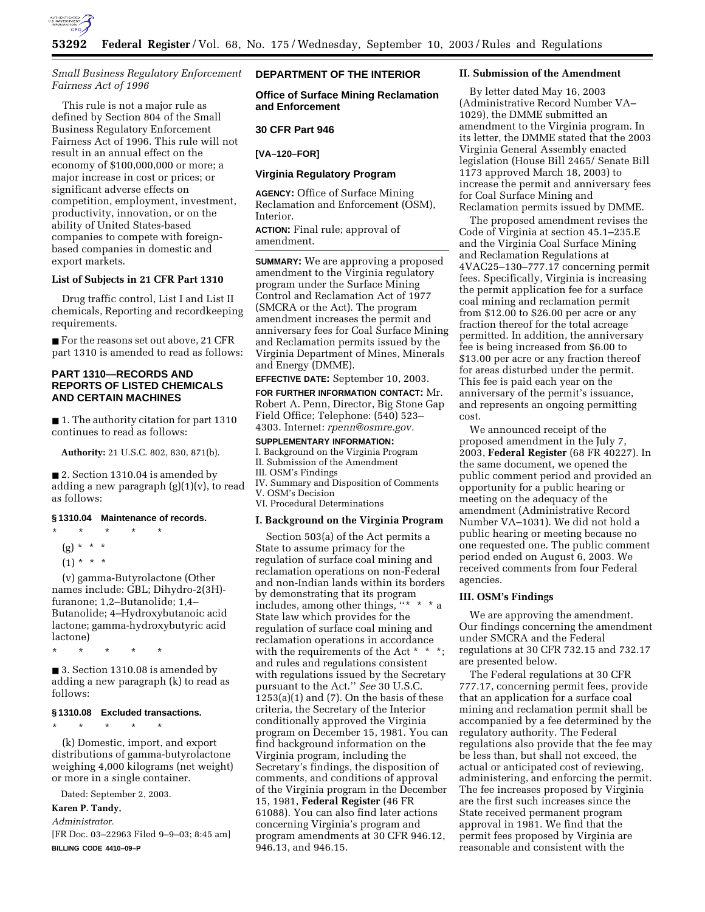*Small Business Regulatory Enforcement Fairness Act of 1996*

This rule is not a major rule as defined by Section 804 of the Small Business Regulatory Enforcement Fairness Act of 1996. This rule will not result in an annual effect on the economy of $100,000,000 or more; a major increase in cost or prices; or significant adverse effects on competition, employment, investment, productivity, innovation, or on the ability of United States-based companies to compete with foreign-based companies in domestic and export markets.

**List of Subjects in 21 CFR Part 1310**

Drug traffic control, List I and List II chemicals, Reporting and recordkeeping requirements.

■ For the reasons set out above, 21 CFR part 1310 is amended to read as follows:

## PART 1310—RECORDS AND REPORTS OF LISTED CHEMICALS AND CERTAIN MACHINES

■ 1. The authority citation for part 1310 continues to read as follows:

**Authority:** 21 U.S.C. 802, 830, 871(b).

■ 2. Section 1310.04 is amended by adding a new paragraph (g)(1)(v), to read as follows:

### § 1310.04 Maintenance of records.

\* \* \* \* \*

(g) \* \* \*

(1) \* \* \*

(v) gamma-Butyrolactone (Other names include: GBL; Dihydro-2(3H)-furanone; 1,2–Butanolide; 1,4–Butanolide; 4–Hydroxybutanoic acid lactone; gamma-hydroxybutyric acid lactone)

\* \* \* \* \*

■ 3. Section 1310.08 is amended by adding a new paragraph (k) to read as follows:

### § 1310.08 Excluded transactions.

\* \* \* \* \*

(k) Domestic, import, and export distributions of gamma-butyrolactone weighing 4,000 kilograms (net weight) or more in a single container.

Dated: September 2, 2003.

**Karen P. Tandy,**

*Administrator.*

[FR Doc. 03–22963 Filed 9–9–03; 8:45 am]

**BILLING CODE 4410–09–P**

## DEPARTMENT OF THE INTERIOR

### Office of Surface Mining Reclamation and Enforcement

### 30 CFR Part 946

### [VA–120–FOR]

### Virginia Regulatory Program

**AGENCY:** Office of Surface Mining Reclamation and Enforcement (OSM), Interior.

**ACTION:** Final rule; approval of amendment.

**SUMMARY:** We are approving a proposed amendment to the Virginia regulatory program under the Surface Mining Control and Reclamation Act of 1977 (SMCRA or the Act). The program amendment increases the permit and anniversary fees for Coal Surface Mining and Reclamation permits issued by the Virginia Department of Mines, Minerals and Energy (DMME).

**EFFECTIVE DATE:** September 10, 2003.

**FOR FURTHER INFORMATION CONTACT:** Mr. Robert A. Penn, Director, Big Stone Gap Field Office; Telephone: (540) 523–4303. Internet: *rpenn@osmre.gov.*

**SUPPLEMENTARY INFORMATION:**

I. Background on the Virginia Program
II. Submission of the Amendment
III. OSM's Findings
IV. Summary and Disposition of Comments
V. OSM's Decision
VI. Procedural Determinations

### I. Background on the Virginia Program

Section 503(a) of the Act permits a State to assume primacy for the regulation of surface coal mining and reclamation operations on non-Federal and non-Indian lands within its borders by demonstrating that its program includes, among other things, "\* \* \* a State law which provides for the regulation of surface coal mining and reclamation operations in accordance with the requirements of the Act \* \* \*; and rules and regulations consistent with regulations issued by the Secretary pursuant to the Act." *See* 30 U.S.C. 1253(a)(1) and (7). On the basis of these criteria, the Secretary of the Interior conditionally approved the Virginia program on December 15, 1981. You can find background information on the Virginia program, including the Secretary's findings, the disposition of comments, and conditions of approval of the Virginia program in the December 15, 1981, **Federal Register** (46 FR 61088). You can also find later actions concerning Virginia's program and program amendments at 30 CFR 946.12, 946.13, and 946.15.

### II. Submission of the Amendment

By letter dated May 16, 2003 (Administrative Record Number VA–1029), the DMME submitted an amendment to the Virginia program. In its letter, the DMME stated that the 2003 Virginia General Assembly enacted legislation (House Bill 2465/ Senate Bill 1173 approved March 18, 2003) to increase the permit and anniversary fees for Coal Surface Mining and Reclamation permits issued by DMME.

The proposed amendment revises the Code of Virginia at section 45.1–235.E and the Virginia Coal Surface Mining and Reclamation Regulations at 4VAC25–130–777.17 concerning permit fees. Specifically, Virginia is increasing the permit application fee for a surface coal mining and reclamation permit from $12.00 to $26.00 per acre or any fraction thereof for the total acreage permitted. In addition, the anniversary fee is being increased from $6.00 to $13.00 per acre or any fraction thereof for areas disturbed under the permit. This fee is paid each year on the anniversary of the permit's issuance, and represents an ongoing permitting cost.

We announced receipt of the proposed amendment in the July 7, 2003, **Federal Register** (68 FR 40227). In the same document, we opened the public comment period and provided an opportunity for a public hearing or meeting on the adequacy of the amendment (Administrative Record Number VA–1031). We did not hold a public hearing or meeting because no one requested one. The public comment period ended on August 6, 2003. We received comments from four Federal agencies.

### III. OSM's Findings

We are approving the amendment. Our findings concerning the amendment under SMCRA and the Federal regulations at 30 CFR 732.15 and 732.17 are presented below.

The Federal regulations at 30 CFR 777.17, concerning permit fees, provide that an application for a surface coal mining and reclamation permit shall be accompanied by a fee determined by the regulatory authority. The Federal regulations also provide that the fee may be less than, but shall not exceed, the actual or anticipated cost of reviewing, administering, and enforcing the permit. The fee increases proposed by Virginia are the first such increases since the State received permanent program approval in 1981. We find that the permit fees proposed by Virginia are reasonable and consistent with the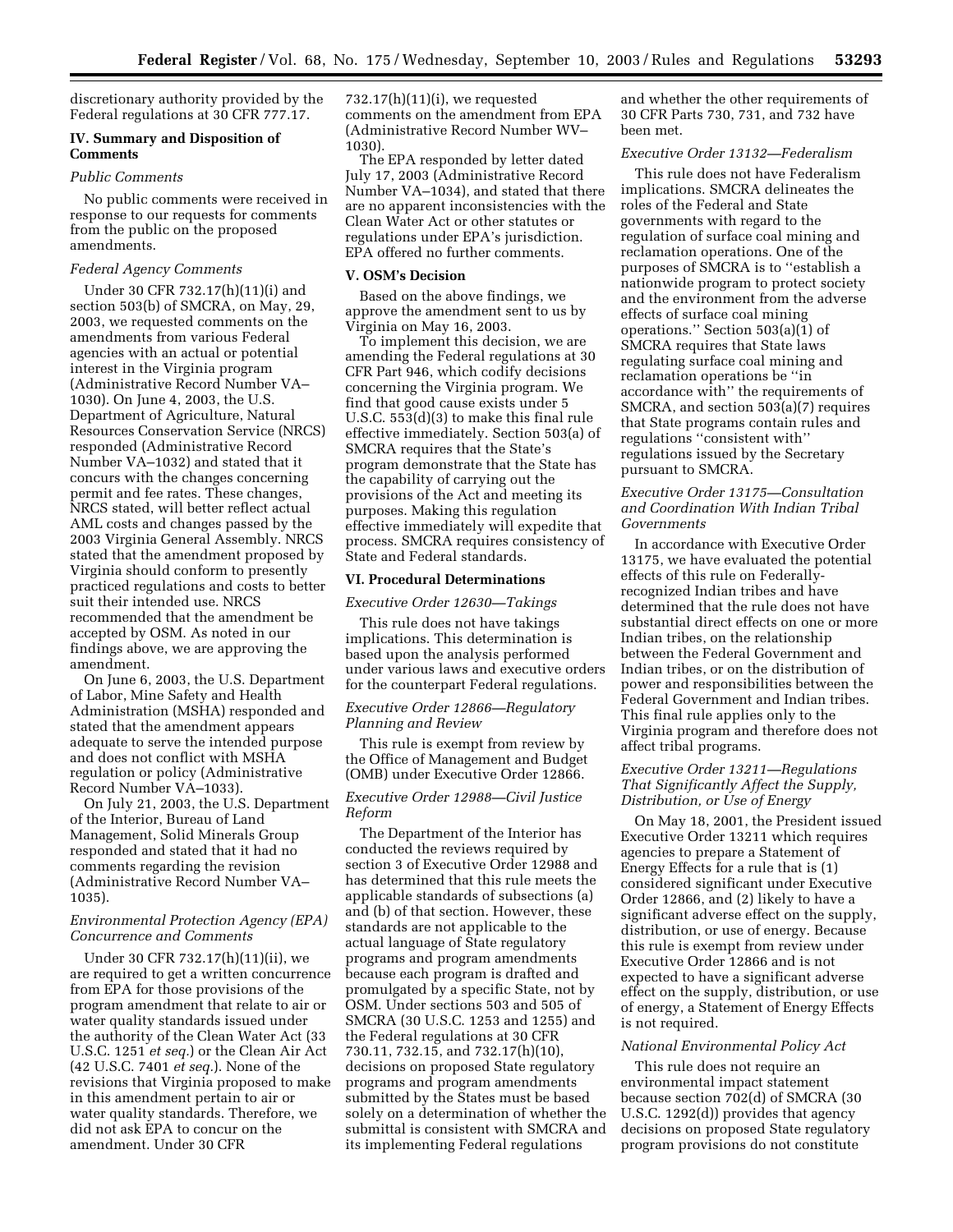discretionary authority provided by the Federal regulations at 30 CFR 777.17.

## IV. Summary and Disposition of Comments

*Public Comments*

No public comments were received in response to our requests for comments from the public on the proposed amendments.

*Federal Agency Comments*

Under 30 CFR 732.17(h)(11)(i) and section 503(b) of SMCRA, on May, 29, 2003, we requested comments on the amendments from various Federal agencies with an actual or potential interest in the Virginia program (Administrative Record Number VA–1030). On June 4, 2003, the U.S. Department of Agriculture, Natural Resources Conservation Service (NRCS) responded (Administrative Record Number VA–1032) and stated that it concurs with the changes concerning permit and fee rates. These changes, NRCS stated, will better reflect actual AML costs and changes passed by the 2003 Virginia General Assembly. NRCS stated that the amendment proposed by Virginia should conform to presently practiced regulations and costs to better suit their intended use. NRCS recommended that the amendment be accepted by OSM. As noted in our findings above, we are approving the amendment.

On June 6, 2003, the U.S. Department of Labor, Mine Safety and Health Administration (MSHA) responded and stated that the amendment appears adequate to serve the intended purpose and does not conflict with MSHA regulation or policy (Administrative Record Number VA–1033).

On July 21, 2003, the U.S. Department of the Interior, Bureau of Land Management, Solid Minerals Group responded and stated that it had no comments regarding the revision (Administrative Record Number VA–1035).

*Environmental Protection Agency (EPA) Concurrence and Comments*

Under 30 CFR 732.17(h)(11)(ii), we are required to get a written concurrence from EPA for those provisions of the program amendment that relate to air or water quality standards issued under the authority of the Clean Water Act (33 U.S.C. 1251 *et seq.*) or the Clean Air Act (42 U.S.C. 7401 *et seq.*). None of the revisions that Virginia proposed to make in this amendment pertain to air or water quality standards. Therefore, we did not ask EPA to concur on the amendment. Under 30 CFR 732.17(h)(11)(i), we requested comments on the amendment from EPA (Administrative Record Number WV–1030).

The EPA responded by letter dated July 17, 2003 (Administrative Record Number VA–1034), and stated that there are no apparent inconsistencies with the Clean Water Act or other statutes or regulations under EPA's jurisdiction. EPA offered no further comments.

## V. OSM's Decision

Based on the above findings, we approve the amendment sent to us by Virginia on May 16, 2003.

To implement this decision, we are amending the Federal regulations at 30 CFR Part 946, which codify decisions concerning the Virginia program. We find that good cause exists under 5 U.S.C. 553(d)(3) to make this final rule effective immediately. Section 503(a) of SMCRA requires that the State's program demonstrate that the State has the capability of carrying out the provisions of the Act and meeting its purposes. Making this regulation effective immediately will expedite that process. SMCRA requires consistency of State and Federal standards.

## VI. Procedural Determinations

*Executive Order 12630—Takings*

This rule does not have takings implications. This determination is based upon the analysis performed under various laws and executive orders for the counterpart Federal regulations.

*Executive Order 12866—Regulatory Planning and Review*

This rule is exempt from review by the Office of Management and Budget (OMB) under Executive Order 12866.

*Executive Order 12988—Civil Justice Reform*

The Department of the Interior has conducted the reviews required by section 3 of Executive Order 12988 and has determined that this rule meets the applicable standards of subsections (a) and (b) of that section. However, these standards are not applicable to the actual language of State regulatory programs and program amendments because each program is drafted and promulgated by a specific State, not by OSM. Under sections 503 and 505 of SMCRA (30 U.S.C. 1253 and 1255) and the Federal regulations at 30 CFR 730.11, 732.15, and 732.17(h)(10), decisions on proposed State regulatory programs and program amendments submitted by the States must be based solely on a determination of whether the submittal is consistent with SMCRA and its implementing Federal regulations and whether the other requirements of 30 CFR Parts 730, 731, and 732 have been met.

*Executive Order 13132—Federalism*

This rule does not have Federalism implications. SMCRA delineates the roles of the Federal and State governments with regard to the regulation of surface coal mining and reclamation operations. One of the purposes of SMCRA is to ''establish a nationwide program to protect society and the environment from the adverse effects of surface coal mining operations.'' Section 503(a)(1) of SMCRA requires that State laws regulating surface coal mining and reclamation operations be ''in accordance with'' the requirements of SMCRA, and section 503(a)(7) requires that State programs contain rules and regulations ''consistent with'' regulations issued by the Secretary pursuant to SMCRA.

*Executive Order 13175—Consultation and Coordination With Indian Tribal Governments*

In accordance with Executive Order 13175, we have evaluated the potential effects of this rule on Federally-recognized Indian tribes and have determined that the rule does not have substantial direct effects on one or more Indian tribes, on the relationship between the Federal Government and Indian tribes, or on the distribution of power and responsibilities between the Federal Government and Indian tribes. This final rule applies only to the Virginia program and therefore does not affect tribal programs.

*Executive Order 13211—Regulations That Significantly Affect the Supply, Distribution, or Use of Energy*

On May 18, 2001, the President issued Executive Order 13211 which requires agencies to prepare a Statement of Energy Effects for a rule that is (1) considered significant under Executive Order 12866, and (2) likely to have a significant adverse effect on the supply, distribution, or use of energy. Because this rule is exempt from review under Executive Order 12866 and is not expected to have a significant adverse effect on the supply, distribution, or use of energy, a Statement of Energy Effects is not required.

*National Environmental Policy Act*

This rule does not require an environmental impact statement because section 702(d) of SMCRA (30 U.S.C. 1292(d)) provides that agency decisions on proposed State regulatory program provisions do not constitute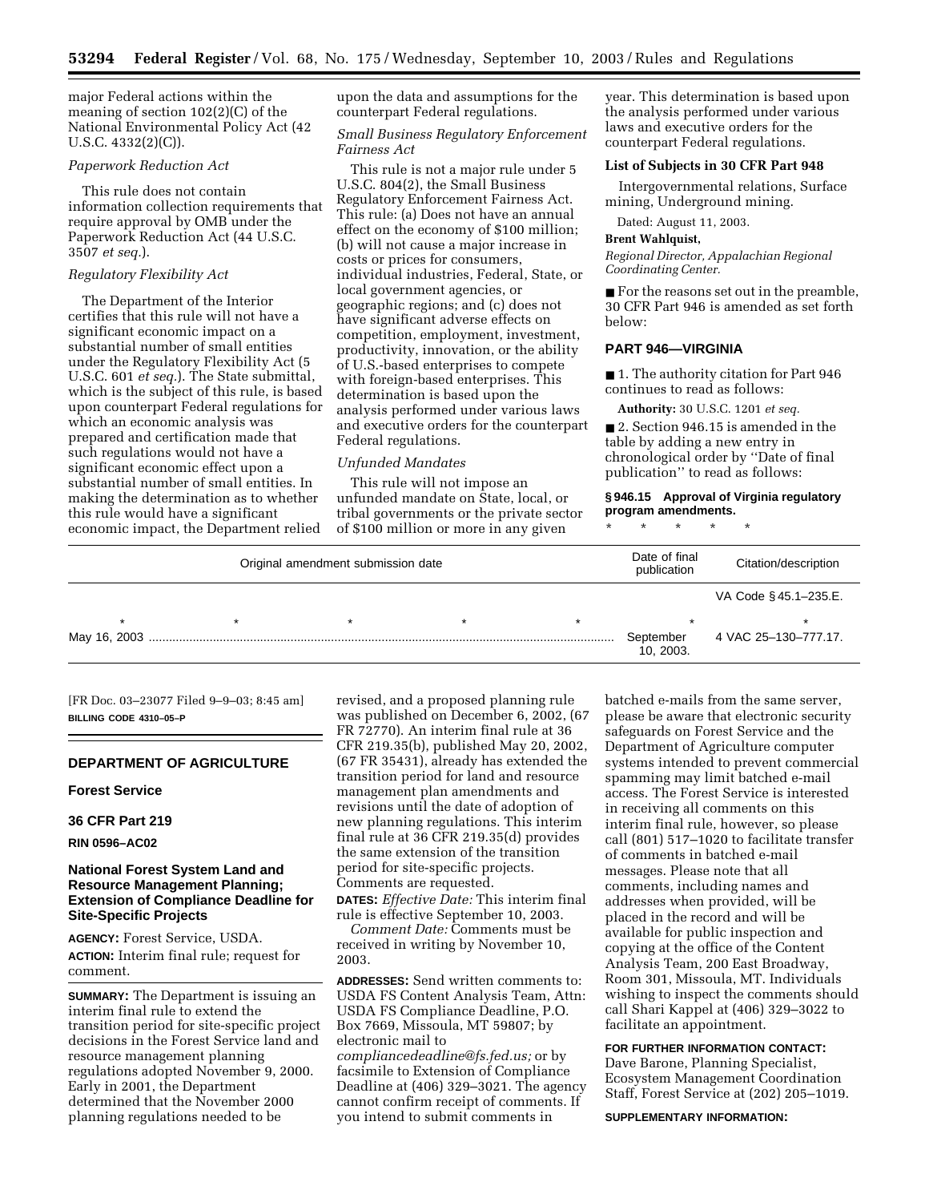major Federal actions within the meaning of section 102(2)(C) of the National Environmental Policy Act (42 U.S.C. 4332(2)(C)).

*Paperwork Reduction Act*

This rule does not contain information collection requirements that require approval by OMB under the Paperwork Reduction Act (44 U.S.C. 3507 *et seq.*).

*Regulatory Flexibility Act*

The Department of the Interior certifies that this rule will not have a significant economic impact on a substantial number of small entities under the Regulatory Flexibility Act (5 U.S.C. 601 *et seq.*). The State submittal, which is the subject of this rule, is based upon counterpart Federal regulations for which an economic analysis was prepared and certification made that such regulations would not have a significant economic effect upon a substantial number of small entities. In making the determination as to whether this rule would have a significant economic impact, the Department relied upon the data and assumptions for the counterpart Federal regulations.

*Small Business Regulatory Enforcement Fairness Act*

This rule is not a major rule under 5 U.S.C. 804(2), the Small Business Regulatory Enforcement Fairness Act. This rule: (a) Does not have an annual effect on the economy of $100 million; (b) will not cause a major increase in costs or prices for consumers, individual industries, Federal, State, or local government agencies, or geographic regions; and (c) does not have significant adverse effects on competition, employment, investment, productivity, innovation, or the ability of U.S.-based enterprises to compete with foreign-based enterprises. This determination is based upon the analysis performed under various laws and executive orders for the counterpart Federal regulations.

*Unfunded Mandates*

This rule will not impose an unfunded mandate on State, local, or tribal governments or the private sector of $100 million or more in any given year. This determination is based upon the analysis performed under various laws and executive orders for the counterpart Federal regulations.

**List of Subjects in 30 CFR Part 948**

Intergovernmental relations, Surface mining, Underground mining.

Dated: August 11, 2003.

**Brent Wahlquist,**

*Regional Director, Appalachian Regional Coordinating Center.*

■ For the reasons set out in the preamble, 30 CFR Part 946 is amended as set forth below:

**PART 946—VIRGINIA**

■ 1. The authority citation for Part 946 continues to read as follows:

**Authority:** 30 U.S.C. 1201 *et seq.*

■ 2. Section 946.15 is amended in the table by adding a new entry in chronological order by ''Date of final publication'' to read as follows:

**§ 946.15 Approval of Virginia regulatory program amendments.**

\* \* \* \* \*

| Original amendment submission date | Date of final publication | Citation/description |
|---|---|---|
| | | VA Code § 45.1–235.E. |
| * * * * * | * | * |
| May 16, 2003 | September 10, 2003. | 4 VAC 25–130–777.17. |

[FR Doc. 03–23077 Filed 9–9–03; 8:45 am]

**BILLING CODE 4310–05–P**

---

## DEPARTMENT OF AGRICULTURE

### Forest Service

### 36 CFR Part 219

**RIN 0596–AC02**

### National Forest System Land and Resource Management Planning; Extension of Compliance Deadline for Site-Specific Projects

**AGENCY:** Forest Service, USDA.

**ACTION:** Interim final rule; request for comment.

**SUMMARY:** The Department is issuing an interim final rule to extend the transition period for site-specific project decisions in the Forest Service land and resource management planning regulations adopted November 9, 2000. Early in 2001, the Department determined that the November 2000 planning regulations needed to be revised, and a proposed planning rule was published on December 6, 2002, (67 FR 72770). An interim final rule at 36 CFR 219.35(b), published May 20, 2002, (67 FR 35431), already has extended the transition period for land and resource management plan amendments and revisions until the date of adoption of new planning regulations. This interim final rule at 36 CFR 219.35(d) provides the same extension of the transition period for site-specific projects. Comments are requested.

**DATES:** *Effective Date:* This interim final rule is effective September 10, 2003.

*Comment Date:* Comments must be received in writing by November 10, 2003.

**ADDRESSES:** Send written comments to: USDA FS Content Analysis Team, Attn: USDA FS Compliance Deadline, P.O. Box 7669, Missoula, MT 59807; by electronic mail to *compliancedeadline@fs.fed.us;* or by facsimile to Extension of Compliance Deadline at (406) 329–3021. The agency cannot confirm receipt of comments. If you intend to submit comments in batched e-mails from the same server, please be aware that electronic security safeguards on Forest Service and the Department of Agriculture computer systems intended to prevent commercial spamming may limit batched e-mail access. The Forest Service is interested in receiving all comments on this interim final rule, however, so please call (801) 517–1020 to facilitate transfer of comments in batched e-mail messages. Please note that all comments, including names and addresses when provided, will be placed in the record and will be available for public inspection and copying at the office of the Content Analysis Team, 200 East Broadway, Room 301, Missoula, MT. Individuals wishing to inspect the comments should call Shari Kappel at (406) 329–3022 to facilitate an appointment.

**FOR FURTHER INFORMATION CONTACT:** Dave Barone, Planning Specialist, Ecosystem Management Coordination Staff, Forest Service at (202) 205–1019.

**SUPPLEMENTARY INFORMATION:**